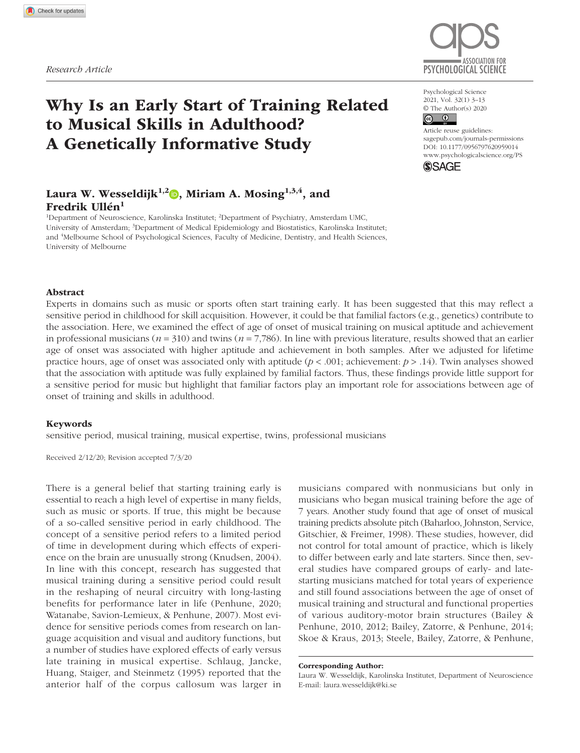Research Article

# Why Is an Early Start of Training Related to Musical Skills in Adulthood? A Genetically Informative Study

**Laura W. Wesseldijk[1,2], Miriam A. Mosing[1,3,4], and Fredrik Ullén[1]**

[1]Department of Neuroscience, Karolinska Institutet; [2]Department of Psychiatry, Amsterdam UMC, University of Amsterdam; [3]Department of Medical Epidemiology and Biostatistics, Karolinska Institutet; and [4]Melbourne School of Psychological Sciences, Faculty of Medicine, Dentistry, and Health Sciences, University of Melbourne

Psychological Science
2021, Vol. 32(1) 3–13
© The Author(s) 2020
Article reuse guidelines: sagepub.com/journals-permissions
DOI: 10.1177/0956797620959014
www.psychologicalscience.org/PS

## Abstract

Experts in domains such as music or sports often start training early. It has been suggested that this may reflect a sensitive period in childhood for skill acquisition. However, it could be that familial factors (e.g., genetics) contribute to the association. Here, we examined the effect of age of onset of musical training on musical aptitude and achievement in professional musicians ($n$ = 310) and twins ($n$ = 7,786). In line with previous literature, results showed that an earlier age of onset was associated with higher aptitude and achievement in both samples. After we adjusted for lifetime practice hours, age of onset was associated only with aptitude ($p$ < .001; achievement: $p$ > .14). Twin analyses showed that the association with aptitude was fully explained by familial factors. Thus, these findings provide little support for a sensitive period for music but highlight that familiar factors play an important role for associations between age of onset of training and skills in adulthood.

## Keywords

sensitive period, musical training, musical expertise, twins, professional musicians

Received 2/12/20; Revision accepted 7/3/20

There is a general belief that starting training early is essential to reach a high level of expertise in many fields, such as music or sports. If true, this might be because of a so-called sensitive period in early childhood. The concept of a sensitive period refers to a limited period of time in development during which effects of experience on the brain are unusually strong (Knudsen, 2004). In line with this concept, research has suggested that musical training during a sensitive period could result in the reshaping of neural circuitry with long-lasting benefits for performance later in life (Penhune, 2020; Watanabe, Savion-Lemieux, & Penhune, 2007). Most evidence for sensitive periods comes from research on language acquisition and visual and auditory functions, but a number of studies have explored effects of early versus late training in musical expertise. Schlaug, Jancke, Huang, Staiger, and Steinmetz (1995) reported that the anterior half of the corpus callosum was larger in musicians compared with nonmusicians but only in musicians who began musical training before the age of 7 years. Another study found that age of onset of musical training predicts absolute pitch (Baharloo, Johnston, Service, Gitschier, & Freimer, 1998). These studies, however, did not control for total amount of practice, which is likely to differ between early and late starters. Since then, several studies have compared groups of early- and late-starting musicians matched for total years of experience and still found associations between the age of onset of musical training and structural and functional properties of various auditory-motor brain structures (Bailey & Penhune, 2010, 2012; Bailey, Zatorre, & Penhune, 2014; Skoe & Kraus, 2013; Steele, Bailey, Zatorre, & Penhune,

**Corresponding Author:**
Laura W. Wesseldijk, Karolinska Institutet, Department of Neuroscience
E-mail: laura.wesseldijk@ki.se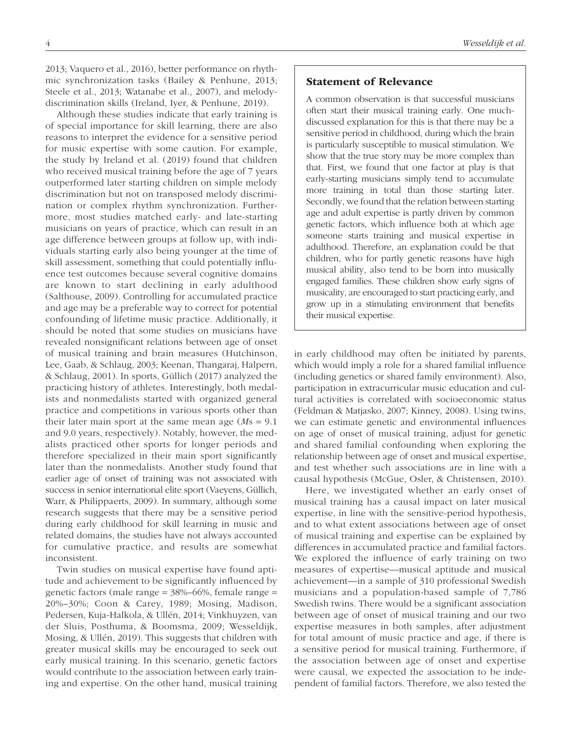2013; Vaquero et al., 2016), better performance on rhythmic synchronization tasks (Bailey & Penhune, 2013; Steele et al., 2013; Watanabe et al., 2007), and melody-discrimination skills (Ireland, Iyer, & Penhune, 2019).

Although these studies indicate that early training is of special importance for skill learning, there are also reasons to interpret the evidence for a sensitive period for music expertise with some caution. For example, the study by Ireland et al. (2019) found that children who received musical training before the age of 7 years outperformed later starting children on simple melody discrimination but not on transposed melody discrimination or complex rhythm synchronization. Furthermore, most studies matched early- and late-starting musicians on years of practice, which can result in an age difference between groups at follow up, with individuals starting early also being younger at the time of skill assessment, something that could potentially influence test outcomes because several cognitive domains are known to start declining in early adulthood (Salthouse, 2009). Controlling for accumulated practice and age may be a preferable way to correct for potential confounding of lifetime music practice. Additionally, it should be noted that some studies on musicians have revealed nonsignificant relations between age of onset of musical training and brain measures (Hutchinson, Lee, Gaab, & Schlaug, 2003; Keenan, Thangaraj, Halpern, & Schlaug, 2001). In sports, Güllich (2017) analyzed the practicing history of athletes. Interestingly, both medalists and nonmedalists started with organized general practice and competitions in various sports other than their later main sport at the same mean age (*M*s = 9.1 and 9.0 years, respectively). Notably, however, the medalists practiced other sports for longer periods and therefore specialized in their main sport significantly later than the nonmedalists. Another study found that earlier age of onset of training was not associated with success in senior international elite sport (Vaeyens, Güllich, Warr, & Philippaerts, 2009). In summary, although some research suggests that there may be a sensitive period during early childhood for skill learning in music and related domains, the studies have not always accounted for cumulative practice, and results are somewhat inconsistent.

Twin studies on musical expertise have found aptitude and achievement to be significantly influenced by genetic factors (male range = 38%–66%, female range = 20%–30%; Coon & Carey, 1989; Mosing, Madison, Pedersen, Kuja-Halkola, & Ullén, 2014; Vinkhuyzen, van der Sluis, Posthuma, & Boomsma, 2009; Wesseldijk, Mosing, & Ullén, 2019). This suggests that children with greater musical skills may be encouraged to seek out early musical training. In this scenario, genetic factors would contribute to the association between early training and expertise. On the other hand, musical training in early childhood may often be initiated by parents, which would imply a role for a shared familial influence (including genetics or shared family environment). Also, participation in extracurricular music education and cultural activities is correlated with socioeconomic status (Feldman & Matjasko, 2007; Kinney, 2008). Using twins, we can estimate genetic and environmental influences on age of onset of musical training, adjust for genetic and shared familial confounding when exploring the relationship between age of onset and musical expertise, and test whether such associations are in line with a causal hypothesis (McGue, Osler, & Christensen, 2010).

Here, we investigated whether an early onset of musical training has a causal impact on later musical expertise, in line with the sensitive-period hypothesis, and to what extent associations between age of onset of musical training and expertise can be explained by differences in accumulated practice and familial factors. We explored the influence of early training on two measures of expertise—musical aptitude and musical achievement—in a sample of 310 professional Swedish musicians and a population-based sample of 7,786 Swedish twins. There would be a significant association between age of onset of musical training and our two expertise measures in both samples, after adjustment for total amount of music practice and age, if there is a sensitive period for musical training. Furthermore, if the association between age of onset and expertise were causal, we expected the association to be independent of familial factors. Therefore, we also tested the

## Statement of Relevance

A common observation is that successful musicians often start their musical training early. One much-discussed explanation for this is that there may be a sensitive period in childhood, during which the brain is particularly susceptible to musical stimulation. We show that the true story may be more complex than that. First, we found that one factor at play is that early-starting musicians simply tend to accumulate more training in total than those starting later. Secondly, we found that the relation between starting age and adult expertise is partly driven by common genetic factors, which influence both at which age someone starts training and musical expertise in adulthood. Therefore, an explanation could be that children, who for partly genetic reasons have high musical ability, also tend to be born into musically engaged families. These children show early signs of musicality, are encouraged to start practicing early, and grow up in a stimulating environment that benefits their musical expertise.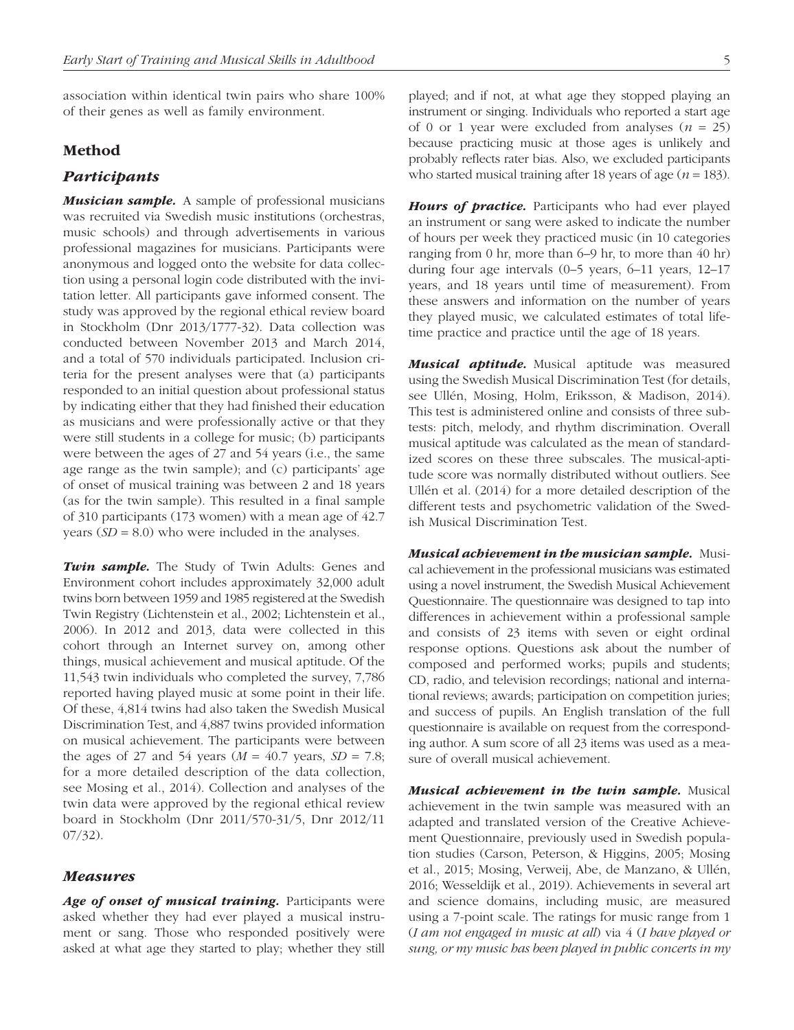association within identical twin pairs who share 100% of their genes as well as family environment.

## Method

### Participants

***Musician sample.*** A sample of professional musicians was recruited via Swedish music institutions (orchestras, music schools) and through advertisements in various professional magazines for musicians. Participants were anonymous and logged onto the website for data collection using a personal login code distributed with the invitation letter. All participants gave informed consent. The study was approved by the regional ethical review board in Stockholm (Dnr 2013/1777-32). Data collection was conducted between November 2013 and March 2014, and a total of 570 individuals participated. Inclusion criteria for the present analyses were that (a) participants responded to an initial question about professional status by indicating either that they had finished their education as musicians and were professionally active or that they were still students in a college for music; (b) participants were between the ages of 27 and 54 years (i.e., the same age range as the twin sample); and (c) participants' age of onset of musical training was between 2 and 18 years (as for the twin sample). This resulted in a final sample of 310 participants (173 women) with a mean age of 42.7 years ($SD$ = 8.0) who were included in the analyses.

***Twin sample.*** The Study of Twin Adults: Genes and Environment cohort includes approximately 32,000 adult twins born between 1959 and 1985 registered at the Swedish Twin Registry (Lichtenstein et al., 2002; Lichtenstein et al., 2006). In 2012 and 2013, data were collected in this cohort through an Internet survey on, among other things, musical achievement and musical aptitude. Of the 11,543 twin individuals who completed the survey, 7,786 reported having played music at some point in their life. Of these, 4,814 twins had also taken the Swedish Musical Discrimination Test, and 4,887 twins provided information on musical achievement. The participants were between the ages of 27 and 54 years ($M$ = 40.7 years, $SD$ = 7.8; for a more detailed description of the data collection, see Mosing et al., 2014). Collection and analyses of the twin data were approved by the regional ethical review board in Stockholm (Dnr 2011/570-31/5, Dnr 2012/11 07/32).

### Measures

***Age of onset of musical training.*** Participants were asked whether they had ever played a musical instrument or sang. Those who responded positively were asked at what age they started to play; whether they still played; and if not, at what age they stopped playing an instrument or singing. Individuals who reported a start age of 0 or 1 year were excluded from analyses ($n$ = 25) because practicing music at those ages is unlikely and probably reflects rater bias. Also, we excluded participants who started musical training after 18 years of age ($n$ = 183).

***Hours of practice.*** Participants who had ever played an instrument or sang were asked to indicate the number of hours per week they practiced music (in 10 categories ranging from 0 hr, more than 6–9 hr, to more than 40 hr) during four age intervals (0–5 years, 6–11 years, 12–17 years, and 18 years until time of measurement). From these answers and information on the number of years they played music, we calculated estimates of total lifetime practice and practice until the age of 18 years.

***Musical aptitude.*** Musical aptitude was measured using the Swedish Musical Discrimination Test (for details, see Ullén, Mosing, Holm, Eriksson, & Madison, 2014). This test is administered online and consists of three subtests: pitch, melody, and rhythm discrimination. Overall musical aptitude was calculated as the mean of standardized scores on these three subscales. The musical-aptitude score was normally distributed without outliers. See Ullén et al. (2014) for a more detailed description of the different tests and psychometric validation of the Swedish Musical Discrimination Test.

***Musical achievement in the musician sample.*** Musical achievement in the professional musicians was estimated using a novel instrument, the Swedish Musical Achievement Questionnaire. The questionnaire was designed to tap into differences in achievement within a professional sample and consists of 23 items with seven or eight ordinal response options. Questions ask about the number of composed and performed works; pupils and students; CD, radio, and television recordings; national and international reviews; awards; participation on competition juries; and success of pupils. An English translation of the full questionnaire is available on request from the corresponding author. A sum score of all 23 items was used as a measure of overall musical achievement.

***Musical achievement in the twin sample.*** Musical achievement in the twin sample was measured with an adapted and translated version of the Creative Achievement Questionnaire, previously used in Swedish population studies (Carson, Peterson, & Higgins, 2005; Mosing et al., 2015; Mosing, Verweij, Abe, de Manzano, & Ullén, 2016; Wesseldijk et al., 2019). Achievements in several art and science domains, including music, are measured using a 7-point scale. The ratings for music range from 1 (*I am not engaged in music at all*) via 4 (*I have played or sung, or my music has been played in public concerts in my*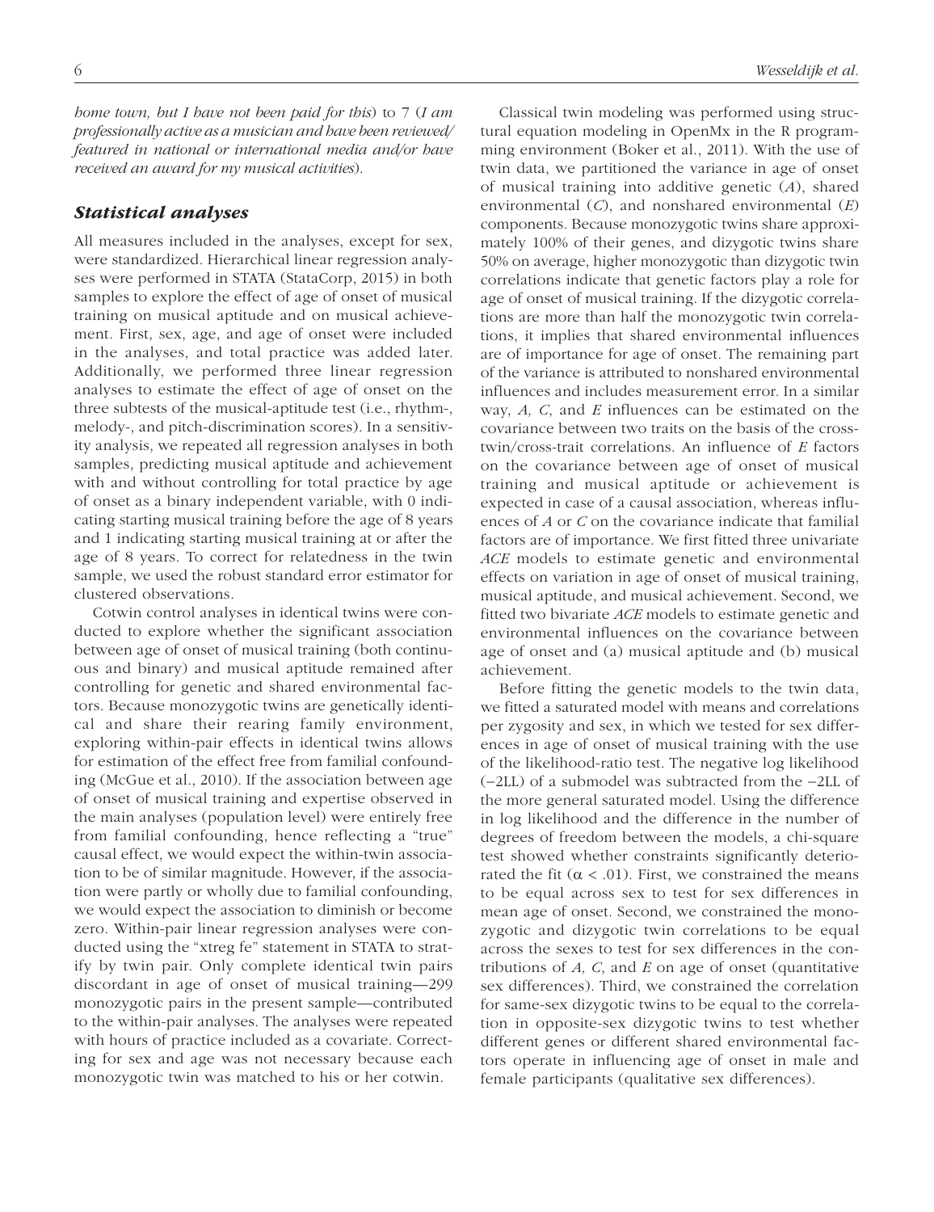*home town, but I have not been paid for this*) to 7 (*I am professionally active as a musician and have been reviewed/featured in national or international media and/or have received an award for my musical activities*).

### *Statistical analyses*

All measures included in the analyses, except for sex, were standardized. Hierarchical linear regression analyses were performed in STATA (StataCorp, 2015) in both samples to explore the effect of age of onset of musical training on musical aptitude and on musical achievement. First, sex, age, and age of onset were included in the analyses, and total practice was added later. Additionally, we performed three linear regression analyses to estimate the effect of age of onset on the three subtests of the musical-aptitude test (i.e., rhythm-, melody-, and pitch-discrimination scores). In a sensitivity analysis, we repeated all regression analyses in both samples, predicting musical aptitude and achievement with and without controlling for total practice by age of onset as a binary independent variable, with 0 indicating starting musical training before the age of 8 years and 1 indicating starting musical training at or after the age of 8 years. To correct for relatedness in the twin sample, we used the robust standard error estimator for clustered observations.

Cotwin control analyses in identical twins were conducted to explore whether the significant association between age of onset of musical training (both continuous and binary) and musical aptitude remained after controlling for genetic and shared environmental factors. Because monozygotic twins are genetically identical and share their rearing family environment, exploring within-pair effects in identical twins allows for estimation of the effect free from familial confounding (McGue et al., 2010). If the association between age of onset of musical training and expertise observed in the main analyses (population level) were entirely free from familial confounding, hence reflecting a "true" causal effect, we would expect the within-twin association to be of similar magnitude. However, if the association were partly or wholly due to familial confounding, we would expect the association to diminish or become zero. Within-pair linear regression analyses were conducted using the "xtreg fe" statement in STATA to stratify by twin pair. Only complete identical twin pairs discordant in age of onset of musical training—299 monozygotic pairs in the present sample—contributed to the within-pair analyses. The analyses were repeated with hours of practice included as a covariate. Correcting for sex and age was not necessary because each monozygotic twin was matched to his or her cotwin.

Classical twin modeling was performed using structural equation modeling in OpenMx in the R programming environment (Boker et al., 2011). With the use of twin data, we partitioned the variance in age of onset of musical training into additive genetic (*A*), shared environmental (*C*), and nonshared environmental (*E*) components. Because monozygotic twins share approximately 100% of their genes, and dizygotic twins share 50% on average, higher monozygotic than dizygotic twin correlations indicate that genetic factors play a role for age of onset of musical training. If the dizygotic correlations are more than half the monozygotic twin correlations, it implies that shared environmental influences are of importance for age of onset. The remaining part of the variance is attributed to nonshared environmental influences and includes measurement error. In a similar way, *A*, *C*, and *E* influences can be estimated on the covariance between two traits on the basis of the cross-twin/cross-trait correlations. An influence of *E* factors on the covariance between age of onset of musical training and musical aptitude or achievement is expected in case of a causal association, whereas influences of *A* or *C* on the covariance indicate that familial factors are of importance. We first fitted three univariate *ACE* models to estimate genetic and environmental effects on variation in age of onset of musical training, musical aptitude, and musical achievement. Second, we fitted two bivariate *ACE* models to estimate genetic and environmental influences on the covariance between age of onset and (a) musical aptitude and (b) musical achievement.

Before fitting the genetic models to the twin data, we fitted a saturated model with means and correlations per zygosity and sex, in which we tested for sex differences in age of onset of musical training with the use of the likelihood-ratio test. The negative log likelihood (−2LL) of a submodel was subtracted from the −2LL of the more general saturated model. Using the difference in log likelihood and the difference in the number of degrees of freedom between the models, a chi-square test showed whether constraints significantly deteriorated the fit ($\alpha < .01$). First, we constrained the means to be equal across sex to test for sex differences in mean age of onset. Second, we constrained the monozygotic and dizygotic twin correlations to be equal across the sexes to test for sex differences in the contributions of *A*, *C*, and *E* on age of onset (quantitative sex differences). Third, we constrained the correlation for same-sex dizygotic twins to be equal to the correlation in opposite-sex dizygotic twins to test whether different genes or different shared environmental factors operate in influencing age of onset in male and female participants (qualitative sex differences).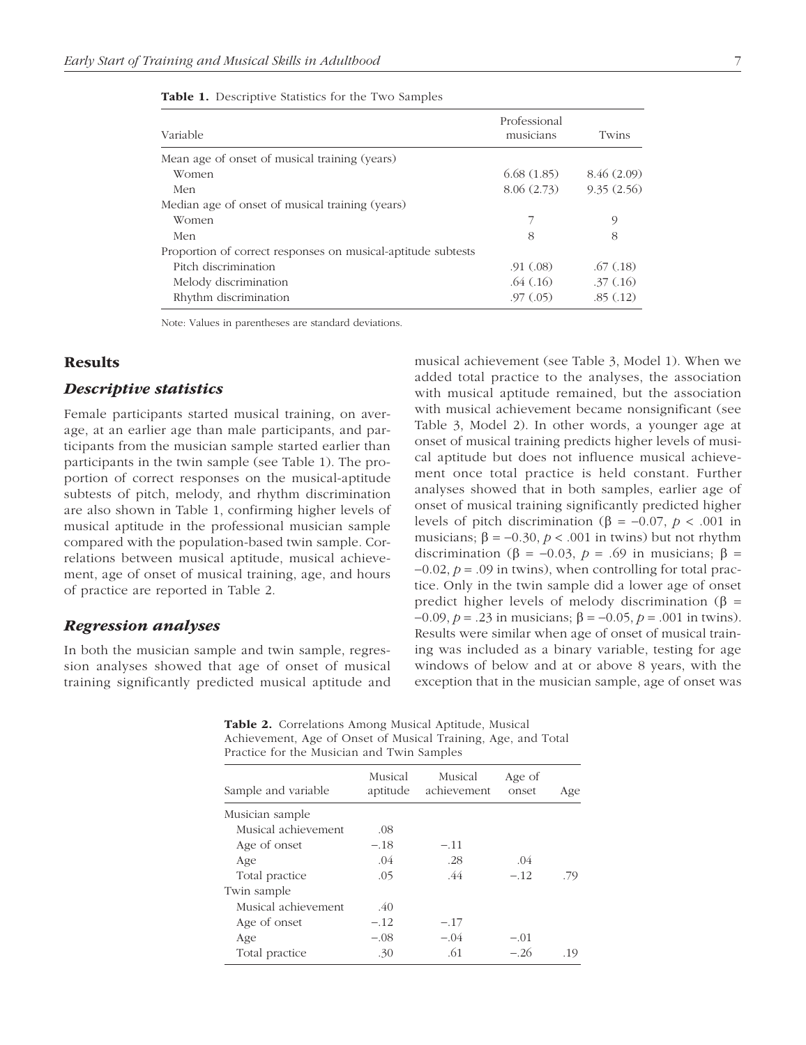**Table 1.** Descriptive Statistics for the Two Samples

| Variable | Professional musicians | Twins |
|---|---|---|
| Mean age of onset of musical training (years) | | |
| Women | 6.68 (1.85) | 8.46 (2.09) |
| Men | 8.06 (2.73) | 9.35 (2.56) |
| Median age of onset of musical training (years) | | |
| Women | 7 | 9 |
| Men | 8 | 8 |
| Proportion of correct responses on musical-aptitude subtests | | |
| Pitch discrimination | .91 (.08) | .67 (.18) |
| Melody discrimination | .64 (.16) | .37 (.16) |
| Rhythm discrimination | .97 (.05) | .85 (.12) |

Note: Values in parentheses are standard deviations.

## Results

### *Descriptive statistics*

Female participants started musical training, on average, at an earlier age than male participants, and participants from the musician sample started earlier than participants in the twin sample (see Table 1). The proportion of correct responses on the musical-aptitude subtests of pitch, melody, and rhythm discrimination are also shown in Table 1, confirming higher levels of musical aptitude in the professional musician sample compared with the population-based twin sample. Correlations between musical aptitude, musical achievement, age of onset of musical training, age, and hours of practice are reported in Table 2.

### *Regression analyses*

In both the musician sample and twin sample, regression analyses showed that age of onset of musical training significantly predicted musical aptitude and musical achievement (see Table 3, Model 1). When we added total practice to the analyses, the association with musical aptitude remained, but the association with musical achievement became nonsignificant (see Table 3, Model 2). In other words, a younger age at onset of musical training predicts higher levels of musical aptitude but does not influence musical achievement once total practice is held constant. Further analyses showed that in both samples, earlier age of onset of musical training significantly predicted higher levels of pitch discrimination ($\beta = -0.07$, $p < .001$ in musicians; $\beta = -0.30$, $p < .001$ in twins) but not rhythm discrimination ($\beta = -0.03$, $p = .69$ in musicians; $\beta = -0.02$, $p = .09$ in twins), when controlling for total practice. Only in the twin sample did a lower age of onset predict higher levels of melody discrimination ($\beta = -0.09$, $p = .23$ in musicians; $\beta = -0.05$, $p = .001$ in twins). Results were similar when age of onset of musical training was included as a binary variable, testing for age windows of below and at or above 8 years, with the exception that in the musician sample, age of onset was

**Table 2.** Correlations Among Musical Aptitude, Musical Achievement, Age of Onset of Musical Training, Age, and Total Practice for the Musician and Twin Samples

| Sample and variable | Musical aptitude | Musical achievement | Age of onset | Age |
|---|---|---|---|---|
| Musician sample | | | | |
| Musical achievement | .08 | | | |
| Age of onset | −.18 | −.11 | | |
| Age | .04 | .28 | .04 | |
| Total practice | .05 | .44 | −.12 | .79 |
| Twin sample | | | | |
| Musical achievement | .40 | | | |
| Age of onset | −.12 | −.17 | | |
| Age | −.08 | −.04 | −.01 | |
| Total practice | .30 | .61 | −.26 | .19 |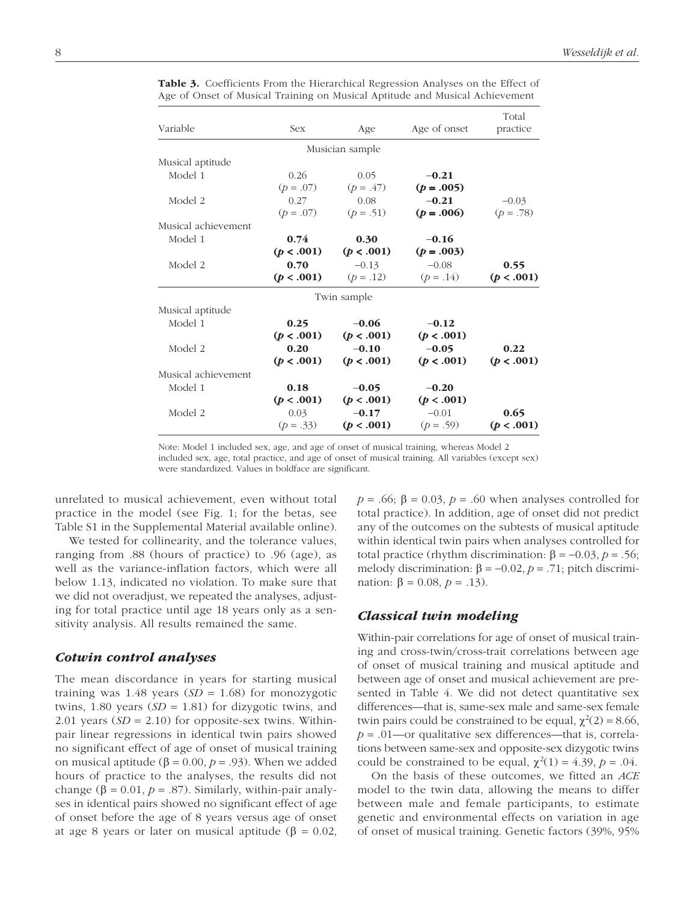**Table 3.** Coefficients From the Hierarchical Regression Analyses on the Effect of Age of Onset of Musical Training on Musical Aptitude and Musical Achievement

| Variable | Sex | Age | Age of onset | Total practice |
|---|---|---|---|---|
| | | Musician sample | | |
| Musical aptitude | | | | |
| Model 1 | 0.26 ($p$ = .07) | 0.05 ($p$ = .47) | **−0.21 ($p$ = .005)** | |
| Model 2 | 0.27 ($p$ = .07) | 0.08 ($p$ = .51) | **−0.21 ($p$ = .006)** | −0.03 ($p$ = .78) |
| Musical achievement | | | | |
| Model 1 | **0.74 ($p$ < .001)** | **0.30 ($p$ < .001)** | **−0.16 ($p$ = .003)** | |
| Model 2 | **0.70 ($p$ < .001)** | −0.13 ($p$ = .12) | −0.08 ($p$ = .14) | **0.55 ($p$ < .001)** |
| | | Twin sample | | |
| Musical aptitude | | | | |
| Model 1 | **0.25 ($p$ < .001)** | **−0.06 ($p$ < .001)** | **−0.12 ($p$ < .001)** | |
| Model 2 | **0.20 ($p$ < .001)** | **−0.10 ($p$ < .001)** | **−0.05 ($p$ < .001)** | **0.22 ($p$ < .001)** |
| Musical achievement | | | | |
| Model 1 | **0.18 ($p$ < .001)** | **−0.05 ($p$ < .001)** | **−0.20 ($p$ < .001)** | |
| Model 2 | 0.03 ($p$ = .33) | **−0.17 ($p$ < .001)** | −0.01 ($p$ = .59) | **0.65 ($p$ < .001)** |

Note: Model 1 included sex, age, and age of onset of musical training, whereas Model 2 included sex, age, total practice, and age of onset of musical training. All variables (except sex) were standardized. Values in boldface are significant.

unrelated to musical achievement, even without total practice in the model (see Fig. 1; for the betas, see Table S1 in the Supplemental Material available online).

We tested for collinearity, and the tolerance values, ranging from .88 (hours of practice) to .96 (age), as well as the variance-inflation factors, which were all below 1.13, indicated no violation. To make sure that we did not overadjust, we repeated the analyses, adjusting for total practice until age 18 years only as a sensitivity analysis. All results remained the same.

### *Cotwin control analyses*

The mean discordance in years for starting musical training was 1.48 years ($SD$ = 1.68) for monozygotic twins, 1.80 years ($SD$ = 1.81) for dizygotic twins, and 2.01 years ($SD$ = 2.10) for opposite-sex twins. Within-pair linear regressions in identical twin pairs showed no significant effect of age of onset of musical training on musical aptitude ($\beta$ = 0.00, $p$ = .93). When we added hours of practice to the analyses, the results did not change ($\beta$ = 0.01, $p$ = .87). Similarly, within-pair analyses in identical pairs showed no significant effect of age of onset before the age of 8 years versus age of onset at age 8 years or later on musical aptitude ($\beta$ = 0.02, $p$ = .66; $\beta$ = 0.03, $p$ = .60 when analyses controlled for total practice). In addition, age of onset did not predict any of the outcomes on the subtests of musical aptitude within identical twin pairs when analyses controlled for total practice (rhythm discrimination: $\beta$ = −0.03, $p$ = .56; melody discrimination: $\beta$ = −0.02, $p$ = .71; pitch discrimination: $\beta$ = 0.08, $p$ = .13).

### *Classical twin modeling*

Within-pair correlations for age of onset of musical training and cross-twin/cross-trait correlations between age of onset of musical training and musical aptitude and between age of onset and musical achievement are presented in Table 4. We did not detect quantitative sex differences—that is, same-sex male and same-sex female twin pairs could be constrained to be equal, $\chi^2(2)$ = 8.66, $p$ = .01—or qualitative sex differences—that is, correlations between same-sex and opposite-sex dizygotic twins could be constrained to be equal, $\chi^2(1)$ = 4.39, $p$ = .04.

On the basis of these outcomes, we fitted an *ACE* model to the twin data, allowing the means to differ between male and female participants, to estimate genetic and environmental effects on variation in age of onset of musical training. Genetic factors (39%, 95%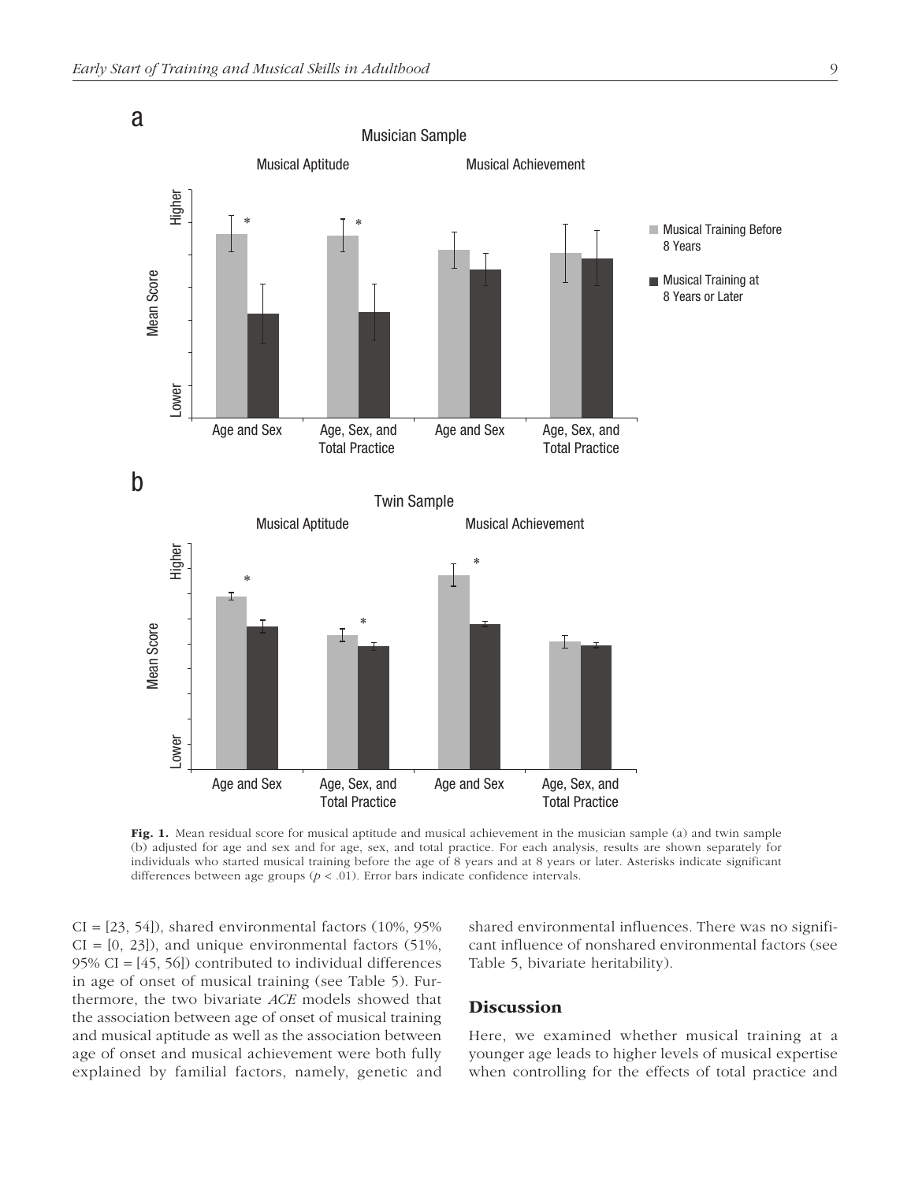**Fig. 1.** Mean residual score for musical aptitude and musical achievement in the musician sample (a) and twin sample (b) adjusted for age and sex and for age, sex, and total practice. For each analysis, results are shown separately for individuals who started musical training before the age of 8 years and at 8 years or later. Asterisks indicate significant differences between age groups ($p < .01$). Error bars indicate confidence intervals.

CI = [23, 54]), shared environmental factors (10%, 95% CI = [0, 23]), and unique environmental factors (51%, 95% CI = [45, 56]) contributed to individual differences in age of onset of musical training (see Table 5). Furthermore, the two bivariate *ACE* models showed that the association between age of onset of musical training and musical aptitude as well as the association between age of onset and musical achievement were both fully explained by familial factors, namely, genetic and shared environmental influences. There was no significant influence of nonshared environmental factors (see Table 5, bivariate heritability).

## Discussion

Here, we examined whether musical training at a younger age leads to higher levels of musical expertise when controlling for the effects of total practice and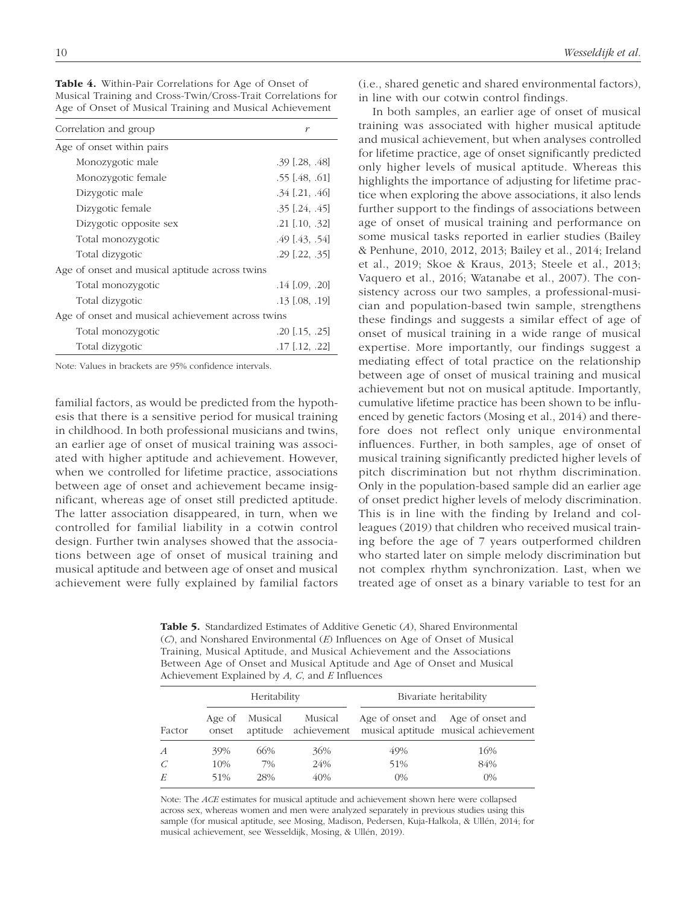**Table 4.** Within-Pair Correlations for Age of Onset of Musical Training and Cross-Twin/Cross-Trait Correlations for Age of Onset of Musical Training and Musical Achievement

| Correlation and group | *r* |
|---|---|
| Age of onset within pairs | |
| Monozygotic male | .39 [.28, .48] |
| Monozygotic female | .55 [.48, .61] |
| Dizygotic male | .34 [.21, .46] |
| Dizygotic female | .35 [.24, .45] |
| Dizygotic opposite sex | .21 [.10, .32] |
| Total monozygotic | .49 [.43, .54] |
| Total dizygotic | .29 [.22, .35] |
| Age of onset and musical aptitude across twins | |
| Total monozygotic | .14 [.09, .20] |
| Total dizygotic | .13 [.08, .19] |
| Age of onset and musical achievement across twins | |
| Total monozygotic | .20 [.15, .25] |
| Total dizygotic | .17 [.12, .22] |

Note: Values in brackets are 95% confidence intervals.

familial factors, as would be predicted from the hypothesis that there is a sensitive period for musical training in childhood. In both professional musicians and twins, an earlier age of onset of musical training was associated with higher aptitude and achievement. However, when we controlled for lifetime practice, associations between age of onset and achievement became insignificant, whereas age of onset still predicted aptitude. The latter association disappeared, in turn, when we controlled for familial liability in a cotwin control design. Further twin analyses showed that the associations between age of onset of musical training and musical aptitude and between age of onset and musical achievement were fully explained by familial factors (i.e., shared genetic and shared environmental factors), in line with our cotwin control findings.

In both samples, an earlier age of onset of musical training was associated with higher musical aptitude and musical achievement, but when analyses controlled for lifetime practice, age of onset significantly predicted only higher levels of musical aptitude. Whereas this highlights the importance of adjusting for lifetime practice when exploring the above associations, it also lends further support to the findings of associations between age of onset of musical training and performance on some musical tasks reported in earlier studies (Bailey & Penhune, 2010, 2012, 2013; Bailey et al., 2014; Ireland et al., 2019; Skoe & Kraus, 2013; Steele et al., 2013; Vaquero et al., 2016; Watanabe et al., 2007). The consistency across our two samples, a professional-musician and population-based twin sample, strengthens these findings and suggests a similar effect of age of onset of musical training in a wide range of musical expertise. More importantly, our findings suggest a mediating effect of total practice on the relationship between age of onset of musical training and musical achievement but not on musical aptitude. Importantly, cumulative lifetime practice has been shown to be influenced by genetic factors (Mosing et al., 2014) and therefore does not reflect only unique environmental influences. Further, in both samples, age of onset of musical training significantly predicted higher levels of pitch discrimination but not rhythm discrimination. Only in the population-based sample did an earlier age of onset predict higher levels of melody discrimination. This is in line with the finding by Ireland and colleagues (2019) that children who received musical training before the age of 7 years outperformed children who started later on simple melody discrimination but not complex rhythm synchronization. Last, when we treated age of onset as a binary variable to test for an

**Table 5.** Standardized Estimates of Additive Genetic (*A*), Shared Environmental (*C*), and Nonshared Environmental (*E*) Influences on Age of Onset of Musical Training, Musical Aptitude, and Musical Achievement and the Associations Between Age of Onset and Musical Aptitude and Age of Onset and Musical Achievement Explained by *A*, *C*, and *E* Influences

| | Heritability | | | Bivariate heritability | |
|---|---|---|---|---|---|
| Factor | Age of onset | Musical aptitude | Musical achievement | Age of onset and musical aptitude | Age of onset and musical achievement |
| *A* | 39% | 66% | 36% | 49% | 16% |
| *C* | 10% | 7% | 24% | 51% | 84% |
| *E* | 51% | 28% | 40% | 0% | 0% |

Note: The *ACE* estimates for musical aptitude and achievement shown here were collapsed across sex, whereas women and men were analyzed separately in previous studies using this sample (for musical aptitude, see Mosing, Madison, Pedersen, Kuja-Halkola, & Ullén, 2014; for musical achievement, see Wesseldijk, Mosing, & Ullén, 2019).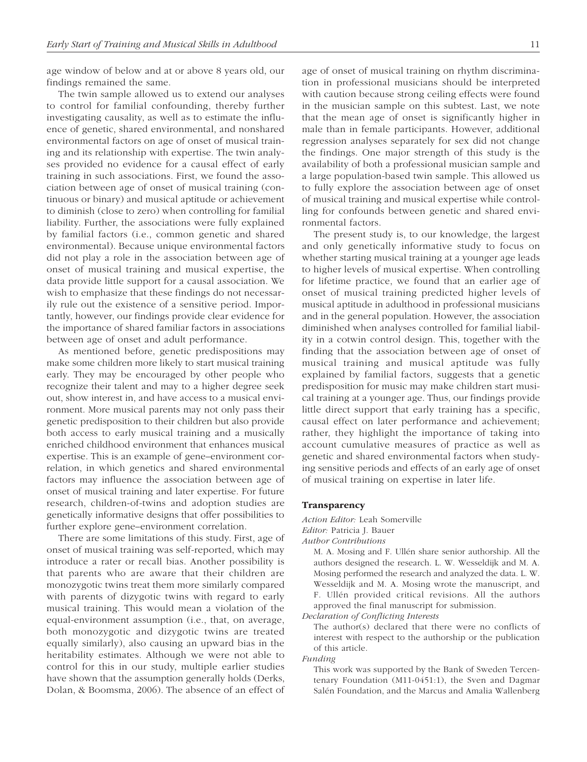age window of below and at or above 8 years old, our findings remained the same.

The twin sample allowed us to extend our analyses to control for familial confounding, thereby further investigating causality, as well as to estimate the influence of genetic, shared environmental, and nonshared environmental factors on age of onset of musical training and its relationship with expertise. The twin analyses provided no evidence for a causal effect of early training in such associations. First, we found the association between age of onset of musical training (continuous or binary) and musical aptitude or achievement to diminish (close to zero) when controlling for familial liability. Further, the associations were fully explained by familial factors (i.e., common genetic and shared environmental). Because unique environmental factors did not play a role in the association between age of onset of musical training and musical expertise, the data provide little support for a causal association. We wish to emphasize that these findings do not necessarily rule out the existence of a sensitive period. Importantly, however, our findings provide clear evidence for the importance of shared familiar factors in associations between age of onset and adult performance.

As mentioned before, genetic predispositions may make some children more likely to start musical training early. They may be encouraged by other people who recognize their talent and may to a higher degree seek out, show interest in, and have access to a musical environment. More musical parents may not only pass their genetic predisposition to their children but also provide both access to early musical training and a musically enriched childhood environment that enhances musical expertise. This is an example of gene–environment correlation, in which genetics and shared environmental factors may influence the association between age of onset of musical training and later expertise. For future research, children-of-twins and adoption studies are genetically informative designs that offer possibilities to further explore gene–environment correlation.

There are some limitations of this study. First, age of onset of musical training was self-reported, which may introduce a rater or recall bias. Another possibility is that parents who are aware that their children are monozygotic twins treat them more similarly compared with parents of dizygotic twins with regard to early musical training. This would mean a violation of the equal-environment assumption (i.e., that, on average, both monozygotic and dizygotic twins are treated equally similarly), also causing an upward bias in the heritability estimates. Although we were not able to control for this in our study, multiple earlier studies have shown that the assumption generally holds (Derks, Dolan, & Boomsma, 2006). The absence of an effect of age of onset of musical training on rhythm discrimination in professional musicians should be interpreted with caution because strong ceiling effects were found in the musician sample on this subtest. Last, we note that the mean age of onset is significantly higher in male than in female participants. However, additional regression analyses separately for sex did not change the findings. One major strength of this study is the availability of both a professional musician sample and a large population-based twin sample. This allowed us to fully explore the association between age of onset of musical training and musical expertise while controlling for confounds between genetic and shared environmental factors.

The present study is, to our knowledge, the largest and only genetically informative study to focus on whether starting musical training at a younger age leads to higher levels of musical expertise. When controlling for lifetime practice, we found that an earlier age of onset of musical training predicted higher levels of musical aptitude in adulthood in professional musicians and in the general population. However, the association diminished when analyses controlled for familial liability in a cotwin control design. This, together with the finding that the association between age of onset of musical training and musical aptitude was fully explained by familial factors, suggests that a genetic predisposition for music may make children start musical training at a younger age. Thus, our findings provide little direct support that early training has a specific, causal effect on later performance and achievement; rather, they highlight the importance of taking into account cumulative measures of practice as well as genetic and shared environmental factors when studying sensitive periods and effects of an early age of onset of musical training on expertise in later life.

## Transparency

*Action Editor:* Leah Somerville

*Editor:* Patricia J. Bauer

*Author Contributions*

M. A. Mosing and F. Ullén share senior authorship. All the authors designed the research. L. W. Wesseldijk and M. A. Mosing performed the research and analyzed the data. L. W. Wesseldijk and M. A. Mosing wrote the manuscript, and F. Ullén provided critical revisions. All the authors approved the final manuscript for submission.

*Declaration of Conflicting Interests*

The author(s) declared that there were no conflicts of interest with respect to the authorship or the publication of this article.

*Funding*

This work was supported by the Bank of Sweden Tercentenary Foundation (M11-0451:1), the Sven and Dagmar Salén Foundation, and the Marcus and Amalia Wallenberg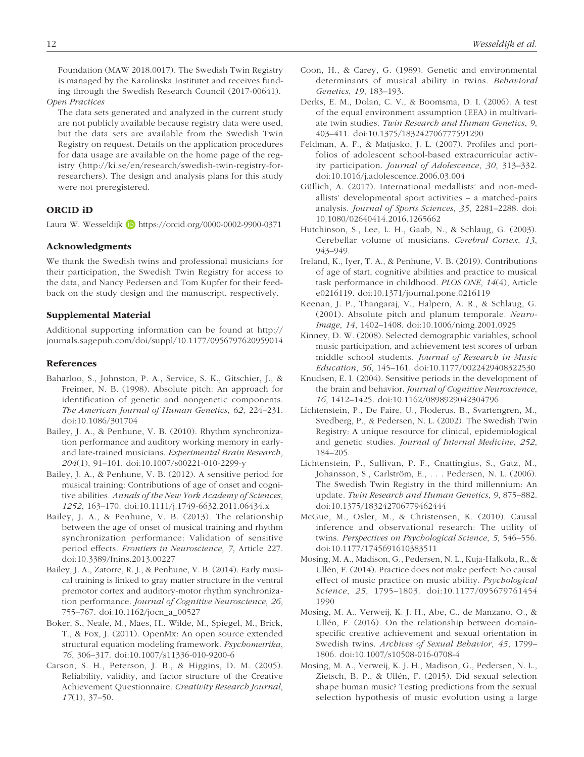Foundation (MAW 2018.0017). The Swedish Twin Registry is managed by the Karolinska Institutet and receives funding through the Swedish Research Council (2017-00641).

*Open Practices*

The data sets generated and analyzed in the current study are not publicly available because registry data were used, but the data sets are available from the Swedish Twin Registry on request. Details on the application procedures for data usage are available on the home page of the registry (http://ki.se/en/research/swedish-twin-registry-for-researchers). The design and analysis plans for this study were not preregistered.

## ORCID iD

Laura W. Wesseldijk https://orcid.org/0000-0002-9900-0371

### Acknowledgments

We thank the Swedish twins and professional musicians for their participation, the Swedish Twin Registry for access to the data, and Nancy Pedersen and Tom Kupfer for their feedback on the study design and the manuscript, respectively.

### Supplemental Material

Additional supporting information can be found at http://journals.sagepub.com/doi/suppl/10.1177/0956797620959014

### References

Baharloo, S., Johnston, P. A., Service, S. K., Gitschier, J., & Freimer, N. B. (1998). Absolute pitch: An approach for identification of genetic and nongenetic components. *The American Journal of Human Genetics*, *62*, 224–231. doi:10.1086/301704

Bailey, J. A., & Penhune, V. B. (2010). Rhythm synchronization performance and auditory working memory in early- and late-trained musicians. *Experimental Brain Research*, *204*(1), 91–101. doi:10.1007/s00221-010-2299-y

Bailey, J. A., & Penhune, V. B. (2012). A sensitive period for musical training: Contributions of age of onset and cognitive abilities. *Annals of the New York Academy of Sciences*, *1252*, 163–170. doi:10.1111/j.1749-6632.2011.06434.x

Bailey, J. A., & Penhune, V. B. (2013). The relationship between the age of onset of musical training and rhythm synchronization performance: Validation of sensitive period effects. *Frontiers in Neuroscience*, *7*, Article 227. doi:10.3389/fnins.2013.00227

Bailey, J. A., Zatorre, R. J., & Penhune, V. B. (2014). Early musical training is linked to gray matter structure in the ventral premotor cortex and auditory-motor rhythm synchronization performance. *Journal of Cognitive Neuroscience*, *26*, 755–767. doi:10.1162/jocn_a_00527

Boker, S., Neale, M., Maes, H., Wilde, M., Spiegel, M., Brick, T., & Fox, J. (2011). OpenMx: An open source extended structural equation modeling framework. *Psychometrika*, *76*, 306–317. doi:10.1007/s11336-010-9200-6

Carson, S. H., Peterson, J. B., & Higgins, D. M. (2005). Reliability, validity, and factor structure of the Creative Achievement Questionnaire. *Creativity Research Journal*, *17*(1), 37–50.

Coon, H., & Carey, G. (1989). Genetic and environmental determinants of musical ability in twins. *Behavioral Genetics*, *19*, 183–193.

Derks, E. M., Dolan, C. V., & Boomsma, D. I. (2006). A test of the equal environment assumption (EEA) in multivariate twin studies. *Twin Research and Human Genetics*, *9*, 403–411. doi:10.1375/183242706777591290

Feldman, A. F., & Matjasko, J. L. (2007). Profiles and portfolios of adolescent school-based extracurricular activity participation. *Journal of Adolescence*, *30*, 313–332. doi:10.1016/j.adolescence.2006.03.004

Güllich, A. (2017). International medallists' and non-medallists' developmental sport activities – a matched-pairs analysis. *Journal of Sports Sciences*, *35*, 2281–2288. doi:10.1080/02640414.2016.1265662

Hutchinson, S., Lee, L. H., Gaab, N., & Schlaug, G. (2003). Cerebellar volume of musicians. *Cerebral Cortex*, *13*, 943–949.

Ireland, K., Iyer, T. A., & Penhune, V. B. (2019). Contributions of age of start, cognitive abilities and practice to musical task performance in childhood. *PLOS ONE*, *14*(4), Article e0216119. doi:10.1371/journal.pone.0216119

Keenan, J. P., Thangaraj, V., Halpern, A. R., & Schlaug, G. (2001). Absolute pitch and planum temporale. *NeuroImage*, *14*, 1402–1408. doi:10.1006/nimg.2001.0925

Kinney, D. W. (2008). Selected demographic variables, school music participation, and achievement test scores of urban middle school students. *Journal of Research in Music Education*, *56*, 145–161. doi:10.1177/0022429408322530

Knudsen, E. I. (2004). Sensitive periods in the development of the brain and behavior. *Journal of Cognitive Neuroscience*, *16*, 1412–1425. doi:10.1162/0898929042304796

Lichtenstein, P., De Faire, U., Floderus, B., Svartengren, M., Svedberg, P., & Pedersen, N. L. (2002). The Swedish Twin Registry: A unique resource for clinical, epidemiological and genetic studies. *Journal of Internal Medicine*, *252*, 184–205.

Lichtenstein, P., Sullivan, P. F., Cnattingius, S., Gatz, M., Johansson, S., Carlström, E., . . . Pedersen, N. L. (2006). The Swedish Twin Registry in the third millennium: An update. *Twin Research and Human Genetics*, *9*, 875–882. doi:10.1375/183242706779462444

McGue, M., Osler, M., & Christensen, K. (2010). Causal inference and observational research: The utility of twins. *Perspectives on Psychological Science*, *5*, 546–556. doi:10.1177/1745691610383511

Mosing, M. A., Madison, G., Pedersen, N. L., Kuja-Halkola, R., & Ullén, F. (2014). Practice does not make perfect: No causal effect of music practice on music ability. *Psychological Science*, *25*, 1795–1803. doi:10.1177/0956797614541990

Mosing, M. A., Verweij, K. J. H., Abe, C., de Manzano, O., & Ullén, F. (2016). On the relationship between domain-specific creative achievement and sexual orientation in Swedish twins. *Archives of Sexual Behavior*, *45*, 1799–1806. doi:10.1007/s10508-016-0708-4

Mosing, M. A., Verweij, K. J. H., Madison, G., Pedersen, N. L., Zietsch, B. P., & Ullén, F. (2015). Did sexual selection shape human music? Testing predictions from the sexual selection hypothesis of music evolution using a large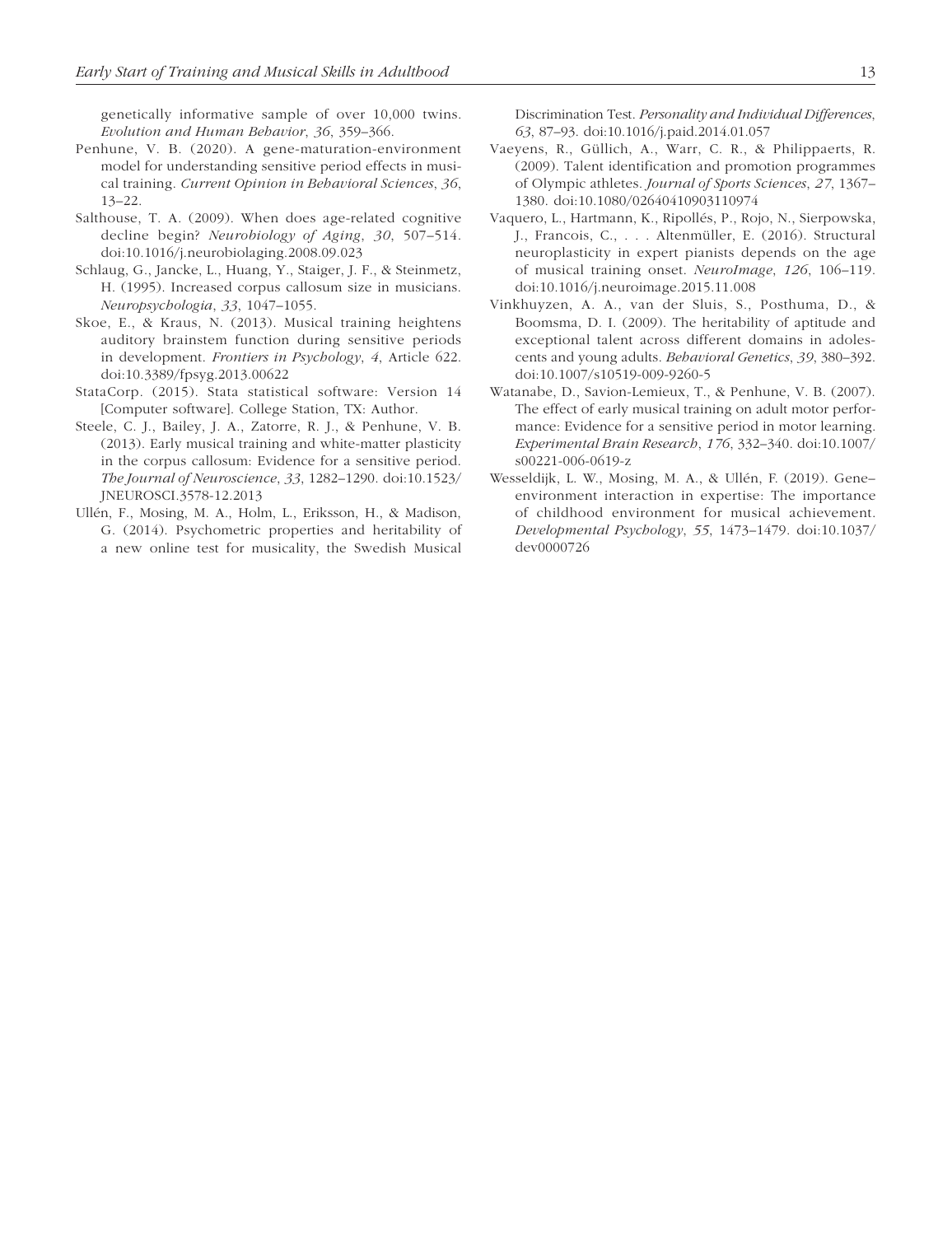genetically informative sample of over 10,000 twins. *Evolution and Human Behavior*, *36*, 359–366.

Penhune, V. B. (2020). A gene-maturation-environment model for understanding sensitive period effects in musical training. *Current Opinion in Behavioral Sciences*, *36*, 13–22.

Salthouse, T. A. (2009). When does age-related cognitive decline begin? *Neurobiology of Aging*, *30*, 507–514. doi:10.1016/j.neurobiolaging.2008.09.023

Schlaug, G., Jancke, L., Huang, Y., Staiger, J. F., & Steinmetz, H. (1995). Increased corpus callosum size in musicians. *Neuropsychologia*, *33*, 1047–1055.

Skoe, E., & Kraus, N. (2013). Musical training heightens auditory brainstem function during sensitive periods in development. *Frontiers in Psychology*, *4*, Article 622. doi:10.3389/fpsyg.2013.00622

StataCorp. (2015). Stata statistical software: Version 14 [Computer software]. College Station, TX: Author.

Steele, C. J., Bailey, J. A., Zatorre, R. J., & Penhune, V. B. (2013). Early musical training and white-matter plasticity in the corpus callosum: Evidence for a sensitive period. *The Journal of Neuroscience*, *33*, 1282–1290. doi:10.1523/JNEUROSCI.3578-12.2013

Ullén, F., Mosing, M. A., Holm, L., Eriksson, H., & Madison, G. (2014). Psychometric properties and heritability of a new online test for musicality, the Swedish Musical Discrimination Test. *Personality and Individual Differences*, *63*, 87–93. doi:10.1016/j.paid.2014.01.057

Vaeyens, R., Güllich, A., Warr, C. R., & Philippaerts, R. (2009). Talent identification and promotion programmes of Olympic athletes. *Journal of Sports Sciences*, *27*, 1367–1380. doi:10.1080/02640410903110974

Vaquero, L., Hartmann, K., Ripollés, P., Rojo, N., Sierpowska, J., Francois, C., . . . Altenmüller, E. (2016). Structural neuroplasticity in expert pianists depends on the age of musical training onset. *NeuroImage*, *126*, 106–119. doi:10.1016/j.neuroimage.2015.11.008

Vinkhuyzen, A. A., van der Sluis, S., Posthuma, D., & Boomsma, D. I. (2009). The heritability of aptitude and exceptional talent across different domains in adolescents and young adults. *Behavioral Genetics*, *39*, 380–392. doi:10.1007/s10519-009-9260-5

Watanabe, D., Savion-Lemieux, T., & Penhune, V. B. (2007). The effect of early musical training on adult motor performance: Evidence for a sensitive period in motor learning. *Experimental Brain Research*, *176*, 332–340. doi:10.1007/s00221-006-0619-z

Wesseldijk, L. W., Mosing, M. A., & Ullén, F. (2019). Gene–environment interaction in expertise: The importance of childhood environment for musical achievement. *Developmental Psychology*, *55*, 1473–1479. doi:10.1037/dev0000726